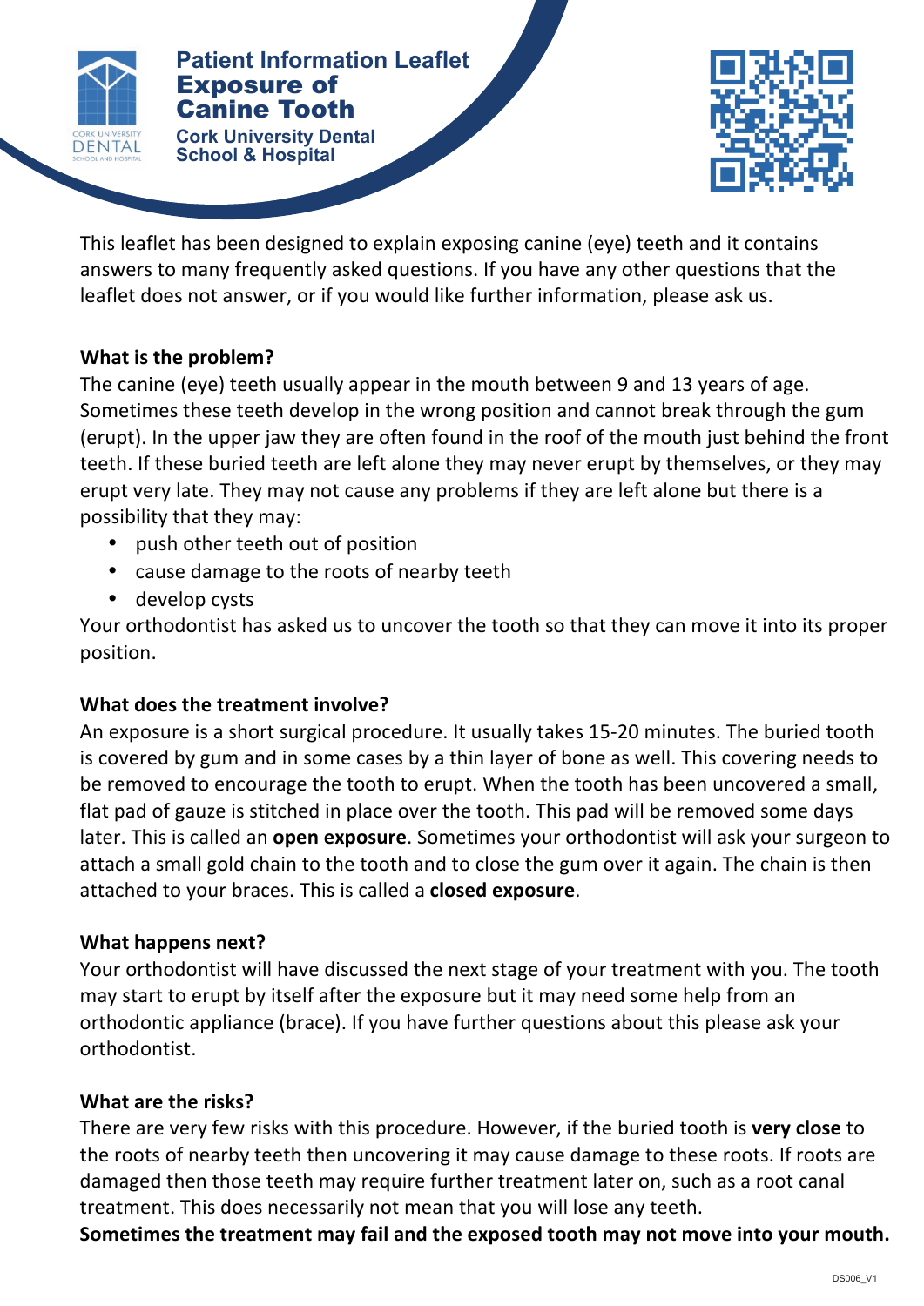# Patient Information Leaflet

## Exposure of Canine Tooth

Cork University Dental School & Hospital

This leaflet has been designed to explain exposing canine (eye) teeth and it contains answers to many frequently asked questions. If you have any other questions that the leaflet does not answer, or if you would like further information, please ask us.

**What is the problem?**

The canine (eye) teeth usually appear in the mouth between 9 and 13 years of age. Sometimes these teeth develop in the wrong position and cannot break through the gum (erupt). In the upper jaw they are often found in the roof of the mouth just behind the front teeth. If these buried teeth are left alone they may never erupt by themselves, or they may erupt very late. They may not cause any problems if they are left alone but there is a possibility that they may:

- push other teeth out of position
- cause damage to the roots of nearby teeth
- develop cysts

Your orthodontist has asked us to uncover the tooth so that they can move it into its proper position.

**What does the treatment involve?**

An exposure is a short surgical procedure. It usually takes 15-20 minutes. The buried tooth is covered by gum and in some cases by a thin layer of bone as well. This covering needs to be removed to encourage the tooth to erupt. When the tooth has been uncovered a small, flat pad of gauze is stitched in place over the tooth. This pad will be removed some days later. This is called an **open exposure**. Sometimes your orthodontist will ask your surgeon to attach a small gold chain to the tooth and to close the gum over it again. The chain is then attached to your braces. This is called a **closed exposure**.

**What happens next?**

Your orthodontist will have discussed the next stage of your treatment with you. The tooth may start to erupt by itself after the exposure but it may need some help from an orthodontic appliance (brace). If you have further questions about this please ask your orthodontist.

**What are the risks?**

There are very few risks with this procedure. However, if the buried tooth is **very close** to the roots of nearby teeth then uncovering it may cause damage to these roots. If roots are damaged then those teeth may require further treatment later on, such as a root canal treatment. This does necessarily not mean that you will lose any teeth.

**Sometimes the treatment may fail and the exposed tooth may not move into your mouth.**

DS006_V1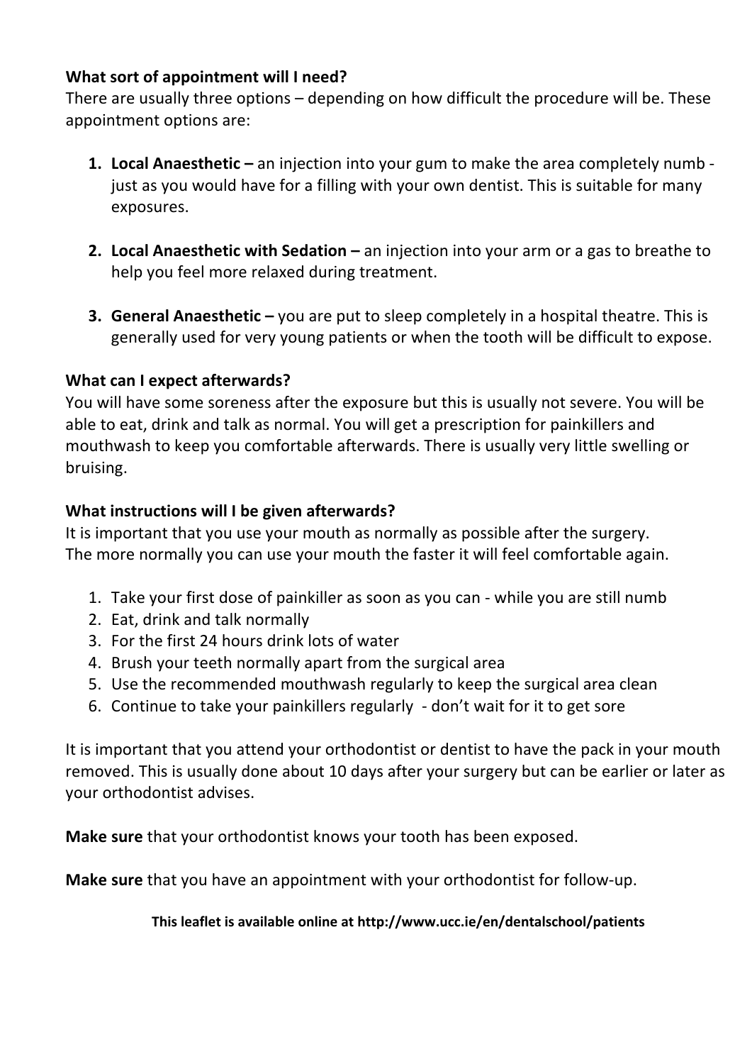**What sort of appointment will I need?**
There are usually three options – depending on how difficult the procedure will be. These appointment options are:

1. **Local Anaesthetic –** an injection into your gum to make the area completely numb - just as you would have for a filling with your own dentist. This is suitable for many exposures.

2. **Local Anaesthetic with Sedation –** an injection into your arm or a gas to breathe to help you feel more relaxed during treatment.

3. **General Anaesthetic –** you are put to sleep completely in a hospital theatre. This is generally used for very young patients or when the tooth will be difficult to expose.

**What can I expect afterwards?**
You will have some soreness after the exposure but this is usually not severe. You will be able to eat, drink and talk as normal. You will get a prescription for painkillers and mouthwash to keep you comfortable afterwards. There is usually very little swelling or bruising.

**What instructions will I be given afterwards?**
It is important that you use your mouth as normally as possible after the surgery.
The more normally you can use your mouth the faster it will feel comfortable again.

1. Take your first dose of painkiller as soon as you can - while you are still numb
2. Eat, drink and talk normally
3. For the first 24 hours drink lots of water
4. Brush your teeth normally apart from the surgical area
5. Use the recommended mouthwash regularly to keep the surgical area clean
6. Continue to take your painkillers regularly - don't wait for it to get sore

It is important that you attend your orthodontist or dentist to have the pack in your mouth removed. This is usually done about 10 days after your surgery but can be earlier or later as your orthodontist advises.

**Make sure** that your orthodontist knows your tooth has been exposed.

**Make sure** that you have an appointment with your orthodontist for follow-up.

**This leaflet is available online at http://www.ucc.ie/en/dentalschool/patients**